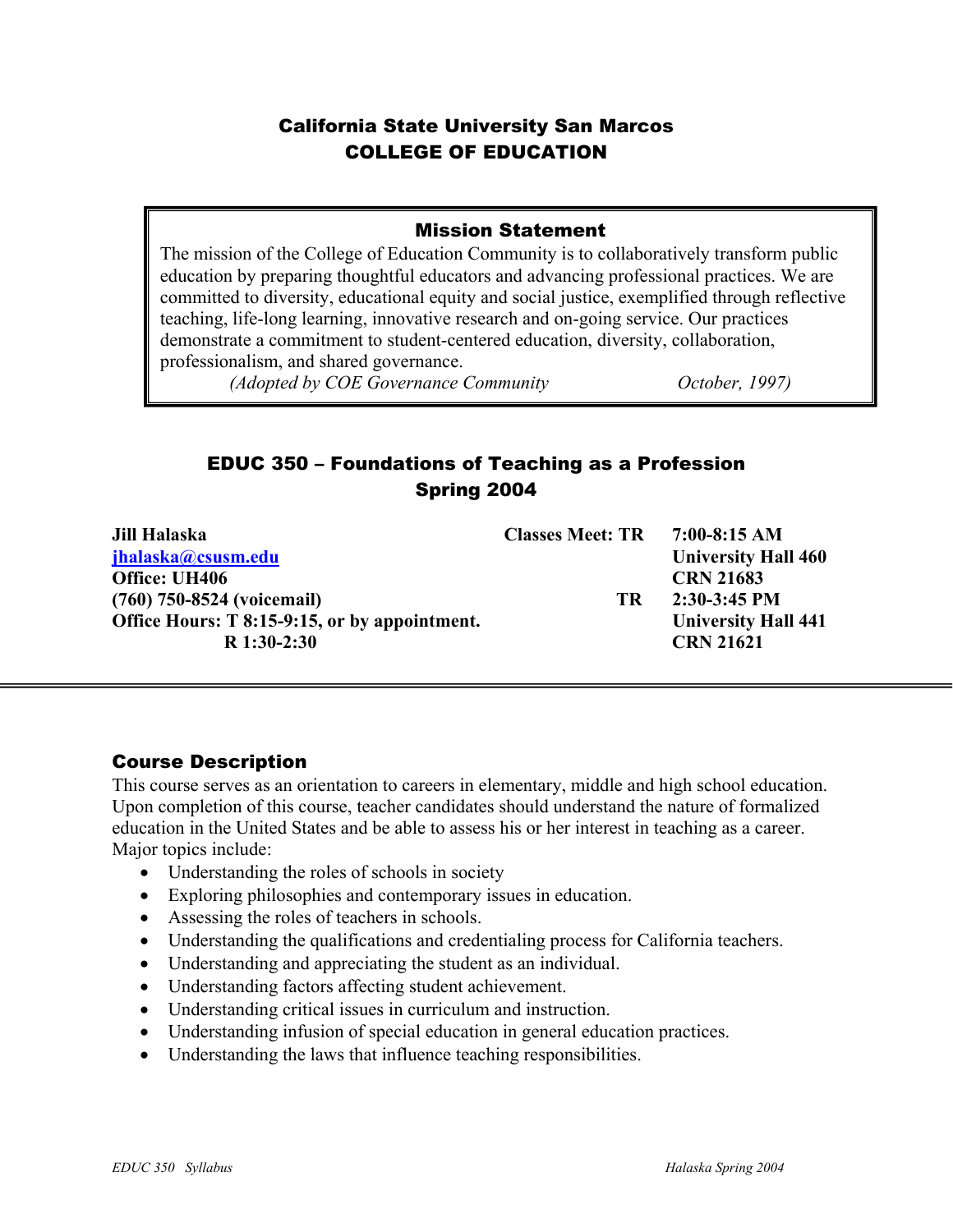# California State University San Marcos
# COLLEGE OF EDUCATION

## Mission Statement

The mission of the College of Education Community is to collaboratively transform public education by preparing thoughtful educators and advancing professional practices. We are committed to diversity, educational equity and social justice, exemplified through reflective teaching, life-long learning, innovative research and on-going service. Our practices demonstrate a commitment to student-centered education, diversity, collaboration, professionalism, and shared governance.

*(Adopted by COE Governance Community October, 1997)*

## EDUC 350 – Foundations of Teaching as a Profession
## Spring 2004

**Jill Halaska**
**[jhalaska@csusm.edu](mailto:jhalaska@csusm.edu)**
**Office: UH406**
**(760) 750-8524 (voicemail)**
**Office Hours: T 8:15-9:15, or by appointment.**
**R 1:30-2:30**

**Classes Meet: TR 7:00-8:15 AM**
**University Hall 460**
**CRN 21683**

**TR 2:30-3:45 PM**
**University Hall 441**
**CRN 21621**

---

### Course Description

This course serves as an orientation to careers in elementary, middle and high school education. Upon completion of this course, teacher candidates should understand the nature of formalized education in the United States and be able to assess his or her interest in teaching as a career. Major topics include:

- Understanding the roles of schools in society
- Exploring philosophies and contemporary issues in education.
- Assessing the roles of teachers in schools.
- Understanding the qualifications and credentialing process for California teachers.
- Understanding and appreciating the student as an individual.
- Understanding factors affecting student achievement.
- Understanding critical issues in curriculum and instruction.
- Understanding infusion of special education in general education practices.
- Understanding the laws that influence teaching responsibilities.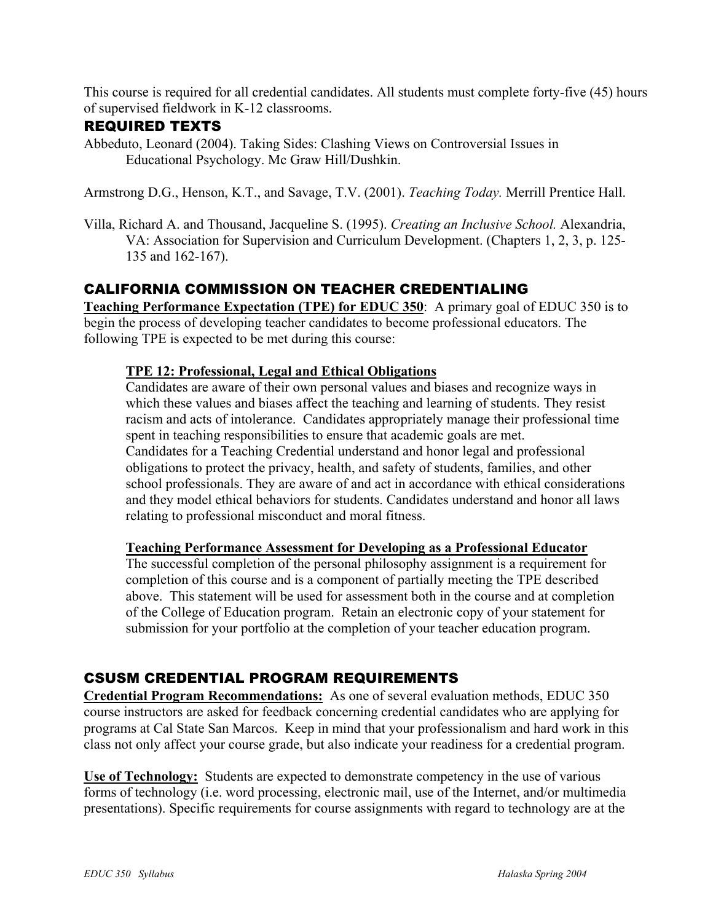This course is required for all credential candidates. All students must complete forty-five (45) hours of supervised fieldwork in K-12 classrooms.

## REQUIRED TEXTS

Abbeduto, Leonard (2004). Taking Sides: Clashing Views on Controversial Issues in Educational Psychology. Mc Graw Hill/Dushkin.

Armstrong D.G., Henson, K.T., and Savage, T.V. (2001). *Teaching Today.* Merrill Prentice Hall.

Villa, Richard A. and Thousand, Jacqueline S. (1995). *Creating an Inclusive School.* Alexandria, VA: Association for Supervision and Curriculum Development. (Chapters 1, 2, 3, p. 125-135 and 162-167).

## CALIFORNIA COMMISSION ON TEACHER CREDENTIALING

**Teaching Performance Expectation (TPE) for EDUC 350**: A primary goal of EDUC 350 is to begin the process of developing teacher candidates to become professional educators. The following TPE is expected to be met during this course:

> **TPE 12: Professional, Legal and Ethical Obligations**
>
> Candidates are aware of their own personal values and biases and recognize ways in which these values and biases affect the teaching and learning of students. They resist racism and acts of intolerance. Candidates appropriately manage their professional time spent in teaching responsibilities to ensure that academic goals are met.
> Candidates for a Teaching Credential understand and honor legal and professional obligations to protect the privacy, health, and safety of students, families, and other school professionals. They are aware of and act in accordance with ethical considerations and they model ethical behaviors for students. Candidates understand and honor all laws relating to professional misconduct and moral fitness.
>
> **Teaching Performance Assessment for Developing as a Professional Educator**
>
> The successful completion of the personal philosophy assignment is a requirement for completion of this course and is a component of partially meeting the TPE described above. This statement will be used for assessment both in the course and at completion of the College of Education program. Retain an electronic copy of your statement for submission for your portfolio at the completion of your teacher education program.

## CSUSM CREDENTIAL PROGRAM REQUIREMENTS

**Credential Program Recommendations:** As one of several evaluation methods, EDUC 350 course instructors are asked for feedback concerning credential candidates who are applying for programs at Cal State San Marcos. Keep in mind that your professionalism and hard work in this class not only affect your course grade, but also indicate your readiness for a credential program.

**Use of Technology:** Students are expected to demonstrate competency in the use of various forms of technology (i.e. word processing, electronic mail, use of the Internet, and/or multimedia presentations). Specific requirements for course assignments with regard to technology are at the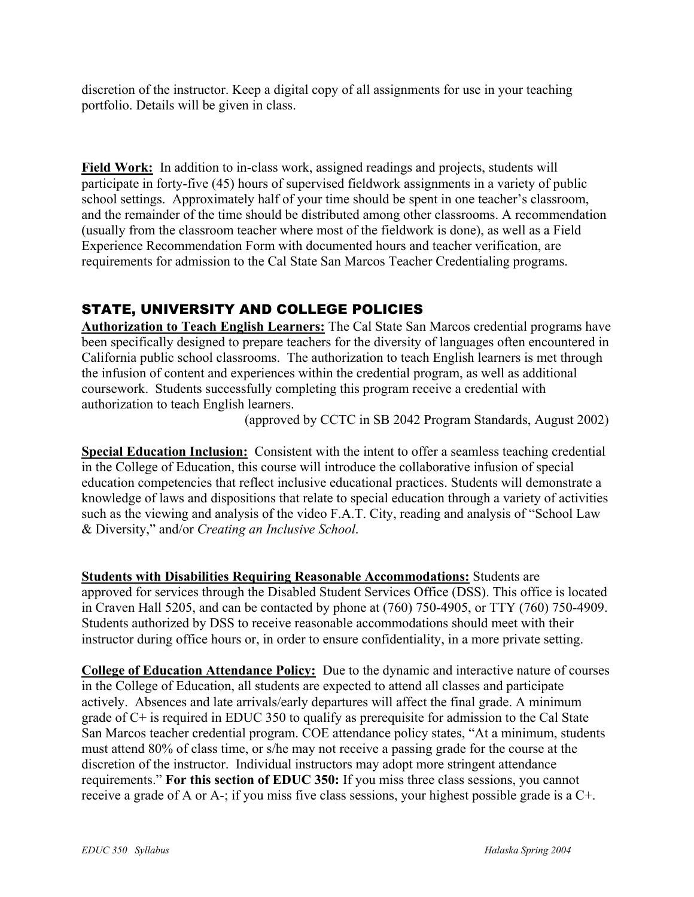discretion of the instructor. Keep a digital copy of all assignments for use in your teaching portfolio. Details will be given in class.

**Field Work:** In addition to in-class work, assigned readings and projects, students will participate in forty-five (45) hours of supervised fieldwork assignments in a variety of public school settings. Approximately half of your time should be spent in one teacher's classroom, and the remainder of the time should be distributed among other classrooms. A recommendation (usually from the classroom teacher where most of the fieldwork is done), as well as a Field Experience Recommendation Form with documented hours and teacher verification, are requirements for admission to the Cal State San Marcos Teacher Credentialing programs.

## STATE, UNIVERSITY AND COLLEGE POLICIES

**Authorization to Teach English Learners:** The Cal State San Marcos credential programs have been specifically designed to prepare teachers for the diversity of languages often encountered in California public school classrooms. The authorization to teach English learners is met through the infusion of content and experiences within the credential program, as well as additional coursework. Students successfully completing this program receive a credential with authorization to teach English learners.

(approved by CCTC in SB 2042 Program Standards, August 2002)

**Special Education Inclusion:** Consistent with the intent to offer a seamless teaching credential in the College of Education, this course will introduce the collaborative infusion of special education competencies that reflect inclusive educational practices. Students will demonstrate a knowledge of laws and dispositions that relate to special education through a variety of activities such as the viewing and analysis of the video F.A.T. City, reading and analysis of "School Law & Diversity," and/or *Creating an Inclusive School*.

**Students with Disabilities Requiring Reasonable Accommodations:** Students are approved for services through the Disabled Student Services Office (DSS). This office is located in Craven Hall 5205, and can be contacted by phone at (760) 750-4905, or TTY (760) 750-4909. Students authorized by DSS to receive reasonable accommodations should meet with their instructor during office hours or, in order to ensure confidentiality, in a more private setting.

**College of Education Attendance Policy:** Due to the dynamic and interactive nature of courses in the College of Education, all students are expected to attend all classes and participate actively. Absences and late arrivals/early departures will affect the final grade. A minimum grade of C+ is required in EDUC 350 to qualify as prerequisite for admission to the Cal State San Marcos teacher credential program. COE attendance policy states, "At a minimum, students must attend 80% of class time, or s/he may not receive a passing grade for the course at the discretion of the instructor. Individual instructors may adopt more stringent attendance requirements." **For this section of EDUC 350:** If you miss three class sessions, you cannot receive a grade of A or A-; if you miss five class sessions, your highest possible grade is a C+.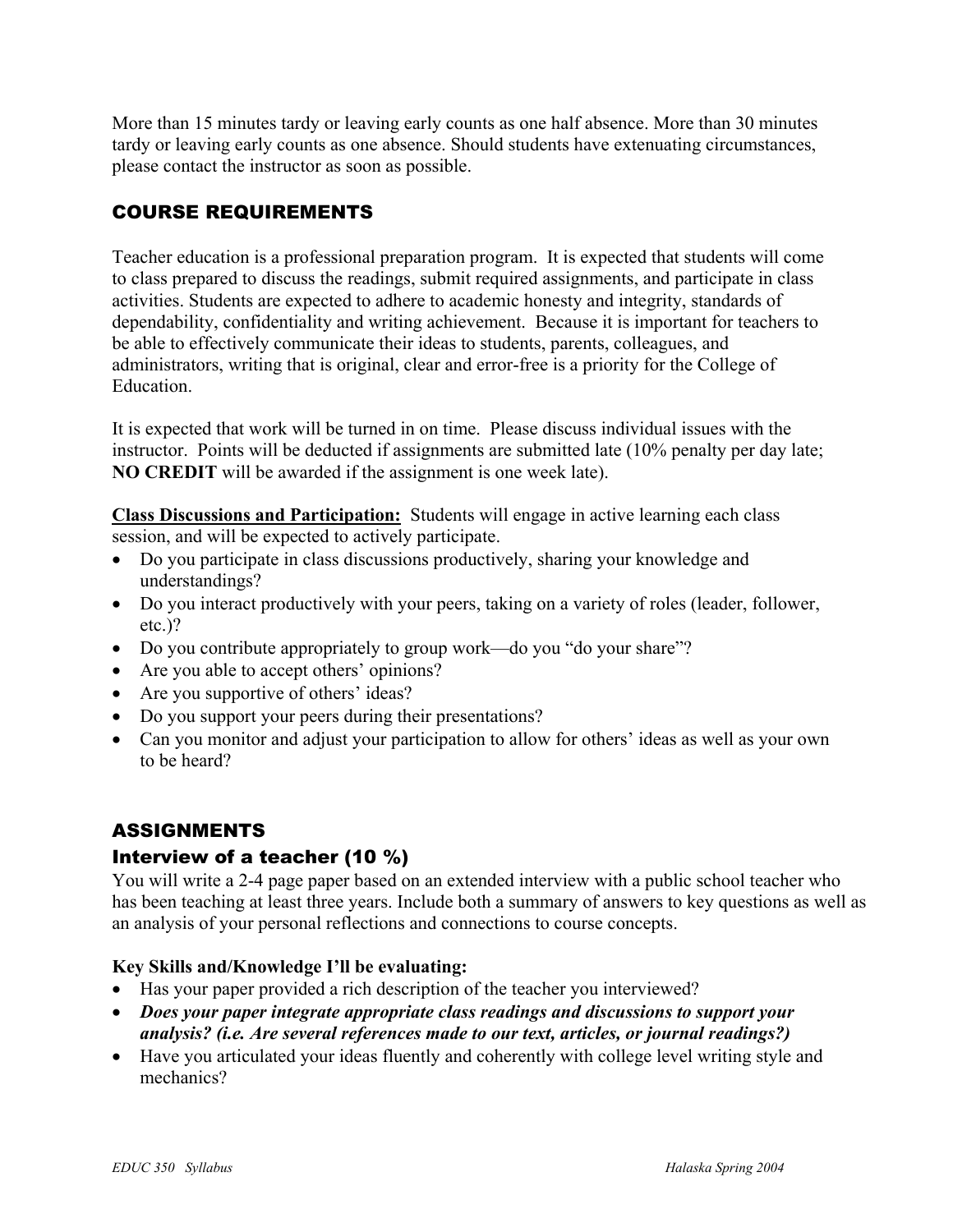More than 15 minutes tardy or leaving early counts as one half absence. More than 30 minutes tardy or leaving early counts as one absence. Should students have extenuating circumstances, please contact the instructor as soon as possible.

## COURSE REQUIREMENTS

Teacher education is a professional preparation program. It is expected that students will come to class prepared to discuss the readings, submit required assignments, and participate in class activities. Students are expected to adhere to academic honesty and integrity, standards of dependability, confidentiality and writing achievement. Because it is important for teachers to be able to effectively communicate their ideas to students, parents, colleagues, and administrators, writing that is original, clear and error-free is a priority for the College of Education.

It is expected that work will be turned in on time. Please discuss individual issues with the instructor. Points will be deducted if assignments are submitted late (10% penalty per day late; **NO CREDIT** will be awarded if the assignment is one week late).

**Class Discussions and Participation:** Students will engage in active learning each class session, and will be expected to actively participate.

- Do you participate in class discussions productively, sharing your knowledge and understandings?
- Do you interact productively with your peers, taking on a variety of roles (leader, follower, etc.)?
- Do you contribute appropriately to group work—do you "do your share"?
- Are you able to accept others' opinions?
- Are you supportive of others' ideas?
- Do you support your peers during their presentations?
- Can you monitor and adjust your participation to allow for others' ideas as well as your own to be heard?

## ASSIGNMENTS

### Interview of a teacher (10 %)

You will write a 2-4 page paper based on an extended interview with a public school teacher who has been teaching at least three years. Include both a summary of answers to key questions as well as an analysis of your personal reflections and connections to course concepts.

**Key Skills and/Knowledge I'll be evaluating:**

- Has your paper provided a rich description of the teacher you interviewed?
- ***Does your paper integrate appropriate class readings and discussions to support your analysis? (i.e. Are several references made to our text, articles, or journal readings?)***
- Have you articulated your ideas fluently and coherently with college level writing style and mechanics?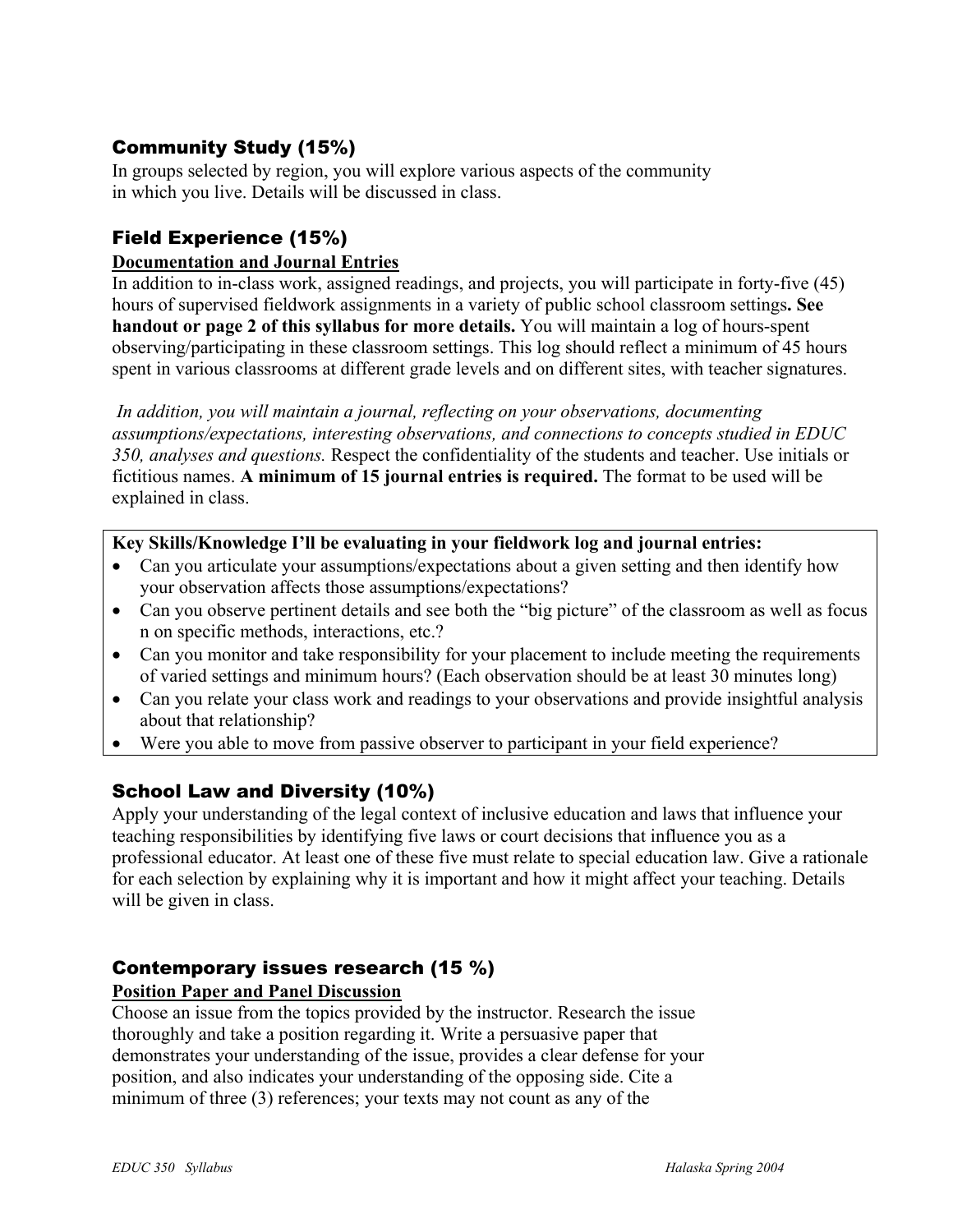## Community Study (15%)

In groups selected by region, you will explore various aspects of the community in which you live. Details will be discussed in class.

## Field Experience (15%)

**Documentation and Journal Entries**

In addition to in-class work, assigned readings, and projects, you will participate in forty-five (45) hours of supervised fieldwork assignments in a variety of public school classroom settings**. See handout or page 2 of this syllabus for more details.** You will maintain a log of hours-spent observing/participating in these classroom settings. This log should reflect a minimum of 45 hours spent in various classrooms at different grade levels and on different sites, with teacher signatures.

*In addition, you will maintain a journal, reflecting on your observations, documenting assumptions/expectations, interesting observations, and connections to concepts studied in EDUC 350, analyses and questions.* Respect the confidentiality of the students and teacher. Use initials or fictitious names. **A minimum of 15 journal entries is required.** The format to be used will be explained in class.

**Key Skills/Knowledge I'll be evaluating in your fieldwork log and journal entries:**

- Can you articulate your assumptions/expectations about a given setting and then identify how your observation affects those assumptions/expectations?
- Can you observe pertinent details and see both the "big picture" of the classroom as well as focus n on specific methods, interactions, etc.?
- Can you monitor and take responsibility for your placement to include meeting the requirements of varied settings and minimum hours? (Each observation should be at least 30 minutes long)
- Can you relate your class work and readings to your observations and provide insightful analysis about that relationship?
- Were you able to move from passive observer to participant in your field experience?

## School Law and Diversity (10%)

Apply your understanding of the legal context of inclusive education and laws that influence your teaching responsibilities by identifying five laws or court decisions that influence you as a professional educator. At least one of these five must relate to special education law. Give a rationale for each selection by explaining why it is important and how it might affect your teaching. Details will be given in class.

## Contemporary issues research (15 %)

**Position Paper and Panel Discussion**

Choose an issue from the topics provided by the instructor. Research the issue thoroughly and take a position regarding it. Write a persuasive paper that demonstrates your understanding of the issue, provides a clear defense for your position, and also indicates your understanding of the opposing side. Cite a minimum of three (3) references; your texts may not count as any of the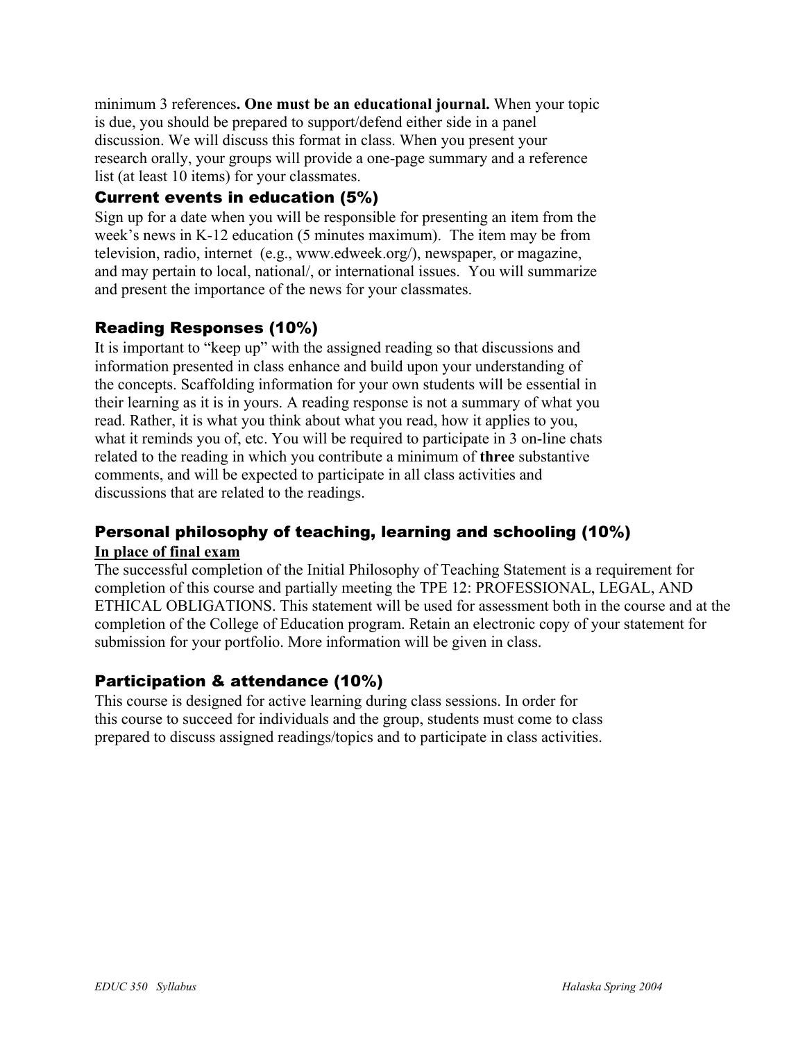minimum 3 references**. One must be an educational journal.** When your topic is due, you should be prepared to support/defend either side in a panel discussion. We will discuss this format in class. When you present your research orally, your groups will provide a one-page summary and a reference list (at least 10 items) for your classmates.

### Current events in education (5%)

Sign up for a date when you will be responsible for presenting an item from the week's news in K-12 education (5 minutes maximum). The item may be from television, radio, internet (e.g., www.edweek.org/), newspaper, or magazine, and may pertain to local, national/, or international issues. You will summarize and present the importance of the news for your classmates.

### Reading Responses (10%)

It is important to "keep up" with the assigned reading so that discussions and information presented in class enhance and build upon your understanding of the concepts. Scaffolding information for your own students will be essential in their learning as it is in yours. A reading response is not a summary of what you read. Rather, it is what you think about what you read, how it applies to you, what it reminds you of, etc. You will be required to participate in 3 on-line chats related to the reading in which you contribute a minimum of **three** substantive comments, and will be expected to participate in all class activities and discussions that are related to the readings.

### Personal philosophy of teaching, learning and schooling (10%)

**In place of final exam**

The successful completion of the Initial Philosophy of Teaching Statement is a requirement for completion of this course and partially meeting the TPE 12: PROFESSIONAL, LEGAL, AND ETHICAL OBLIGATIONS. This statement will be used for assessment both in the course and at the completion of the College of Education program. Retain an electronic copy of your statement for submission for your portfolio. More information will be given in class.

### Participation & attendance (10%)

This course is designed for active learning during class sessions. In order for this course to succeed for individuals and the group, students must come to class prepared to discuss assigned readings/topics and to participate in class activities.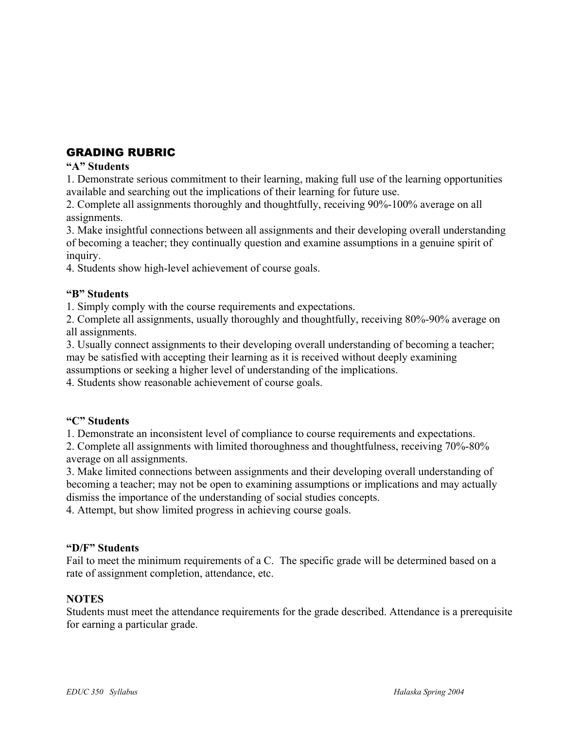## GRADING RUBRIC

**"A" Students**

1. Demonstrate serious commitment to their learning, making full use of the learning opportunities available and searching out the implications of their learning for future use.
2. Complete all assignments thoroughly and thoughtfully, receiving 90%-100% average on all assignments.
3. Make insightful connections between all assignments and their developing overall understanding of becoming a teacher; they continually question and examine assumptions in a genuine spirit of inquiry.
4. Students show high-level achievement of course goals.

**"B" Students**

1. Simply comply with the course requirements and expectations.
2. Complete all assignments, usually thoroughly and thoughtfully, receiving 80%-90% average on all assignments.
3. Usually connect assignments to their developing overall understanding of becoming a teacher; may be satisfied with accepting their learning as it is received without deeply examining assumptions or seeking a higher level of understanding of the implications.
4. Students show reasonable achievement of course goals.

**"C" Students**

1. Demonstrate an inconsistent level of compliance to course requirements and expectations.
2. Complete all assignments with limited thoroughness and thoughtfulness, receiving 70%-80% average on all assignments.
3. Make limited connections between assignments and their developing overall understanding of becoming a teacher; may not be open to examining assumptions or implications and may actually dismiss the importance of the understanding of social studies concepts.
4. Attempt, but show limited progress in achieving course goals.

**"D/F" Students**

Fail to meet the minimum requirements of a C. The specific grade will be determined based on a rate of assignment completion, attendance, etc.

**NOTES**

Students must meet the attendance requirements for the grade described. Attendance is a prerequisite for earning a particular grade.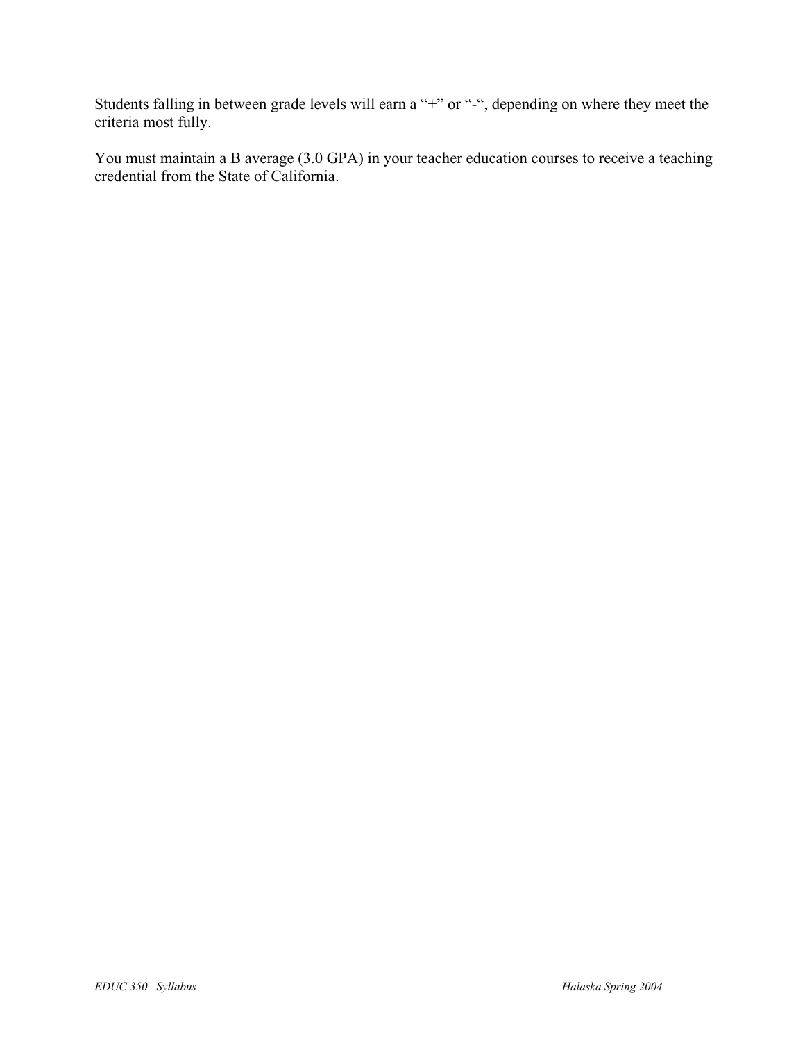Students falling in between grade levels will earn a "+" or "-", depending on where they meet the criteria most fully.

You must maintain a B average (3.0 GPA) in your teacher education courses to receive a teaching credential from the State of California.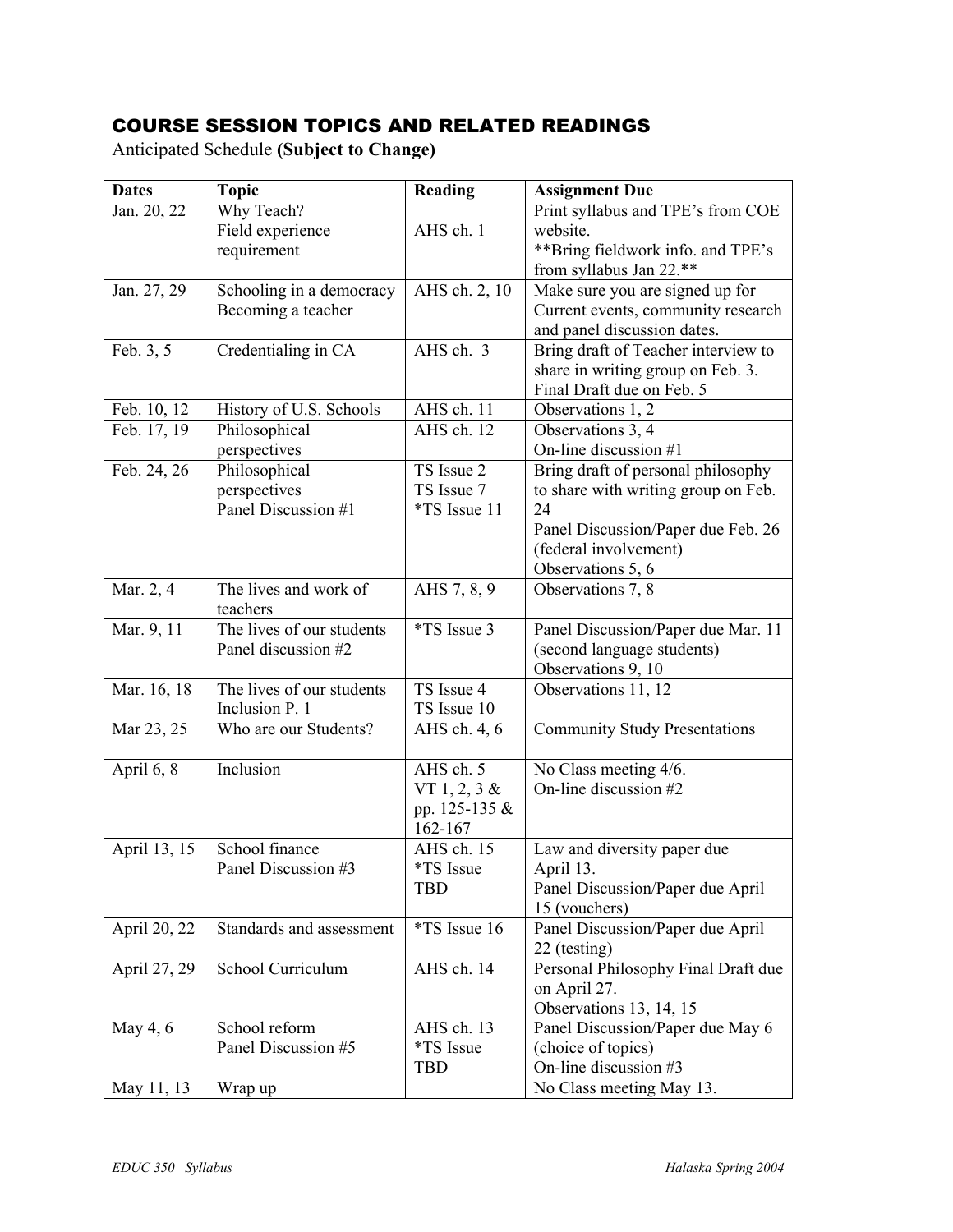## COURSE SESSION TOPICS AND RELATED READINGS

Anticipated Schedule **(Subject to Change)**

| Dates | Topic | Reading | Assignment Due |
|---|---|---|---|
| Jan. 20, 22 | Why Teach?<br>Field experience requirement | AHS ch. 1 | Print syllabus and TPE's from COE website.<br>**Bring fieldwork info. and TPE's from syllabus Jan 22.** |
| Jan. 27, 29 | Schooling in a democracy<br>Becoming a teacher | AHS ch. 2, 10 | Make sure you are signed up for Current events, community research and panel discussion dates. |
| Feb. 3, 5 | Credentialing in CA | AHS ch. 3 | Bring draft of Teacher interview to share in writing group on Feb. 3. Final Draft due on Feb. 5 |
| Feb. 10, 12 | History of U.S. Schools | AHS ch. 11 | Observations 1, 2 |
| Feb. 17, 19 | Philosophical perspectives | AHS ch. 12 | Observations 3, 4<br>On-line discussion #1 |
| Feb. 24, 26 | Philosophical perspectives<br>Panel Discussion #1 | TS Issue 2<br>TS Issue 7<br>*TS Issue 11 | Bring draft of personal philosophy to share with writing group on Feb. 24<br>Panel Discussion/Paper due Feb. 26 (federal involvement)<br>Observations 5, 6 |
| Mar. 2, 4 | The lives and work of teachers | AHS 7, 8, 9 | Observations 7, 8 |
| Mar. 9, 11 | The lives of our students<br>Panel discussion #2 | *TS Issue 3 | Panel Discussion/Paper due Mar. 11 (second language students)<br>Observations 9, 10 |
| Mar. 16, 18 | The lives of our students<br>Inclusion P. 1 | TS Issue 4<br>TS Issue 10 | Observations 11, 12 |
| Mar 23, 25 | Who are our Students? | AHS ch. 4, 6 | Community Study Presentations |
| April 6, 8 | Inclusion | AHS ch. 5<br>VT 1, 2, 3 & pp. 125-135 & 162-167 | No Class meeting 4/6.<br>On-line discussion #2 |
| April 13, 15 | School finance<br>Panel Discussion #3 | AHS ch. 15<br>*TS Issue TBD | Law and diversity paper due April 13.<br>Panel Discussion/Paper due April 15 (vouchers) |
| April 20, 22 | Standards and assessment | *TS Issue 16 | Panel Discussion/Paper due April 22 (testing) |
| April 27, 29 | School Curriculum | AHS ch. 14 | Personal Philosophy Final Draft due on April 27.<br>Observations 13, 14, 15 |
| May 4, 6 | School reform<br>Panel Discussion #5 | AHS ch. 13<br>*TS Issue TBD | Panel Discussion/Paper due May 6 (choice of topics)<br>On-line discussion #3 |
| May 11, 13 | Wrap up | | No Class meeting May 13. |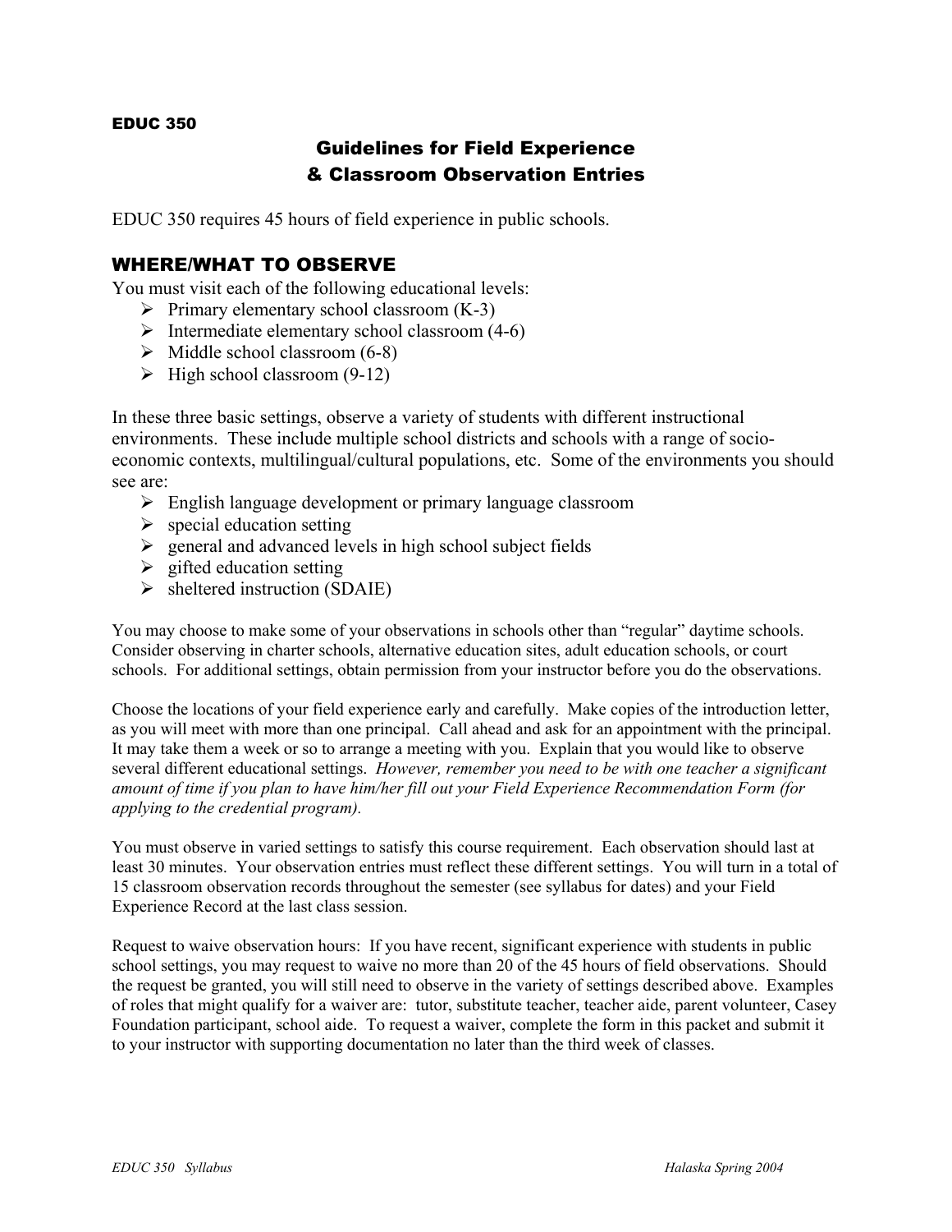**EDUC 350**

## Guidelines for Field Experience & Classroom Observation Entries

EDUC 350 requires 45 hours of field experience in public schools.

### WHERE/WHAT TO OBSERVE

You must visit each of the following educational levels:

- Primary elementary school classroom (K-3)
- Intermediate elementary school classroom (4-6)
- Middle school classroom (6-8)
- High school classroom (9-12)

In these three basic settings, observe a variety of students with different instructional environments. These include multiple school districts and schools with a range of socio-economic contexts, multilingual/cultural populations, etc. Some of the environments you should see are:

- English language development or primary language classroom
- special education setting
- general and advanced levels in high school subject fields
- gifted education setting
- sheltered instruction (SDAIE)

You may choose to make some of your observations in schools other than "regular" daytime schools. Consider observing in charter schools, alternative education sites, adult education schools, or court schools. For additional settings, obtain permission from your instructor before you do the observations.

Choose the locations of your field experience early and carefully. Make copies of the introduction letter, as you will meet with more than one principal. Call ahead and ask for an appointment with the principal. It may take them a week or so to arrange a meeting with you. Explain that you would like to observe several different educational settings. *However, remember you need to be with one teacher a significant amount of time if you plan to have him/her fill out your Field Experience Recommendation Form (for applying to the credential program).*

You must observe in varied settings to satisfy this course requirement. Each observation should last at least 30 minutes. Your observation entries must reflect these different settings. You will turn in a total of 15 classroom observation records throughout the semester (see syllabus for dates) and your Field Experience Record at the last class session.

Request to waive observation hours: If you have recent, significant experience with students in public school settings, you may request to waive no more than 20 of the 45 hours of field observations. Should the request be granted, you will still need to observe in the variety of settings described above. Examples of roles that might qualify for a waiver are: tutor, substitute teacher, teacher aide, parent volunteer, Casey Foundation participant, school aide. To request a waiver, complete the form in this packet and submit it to your instructor with supporting documentation no later than the third week of classes.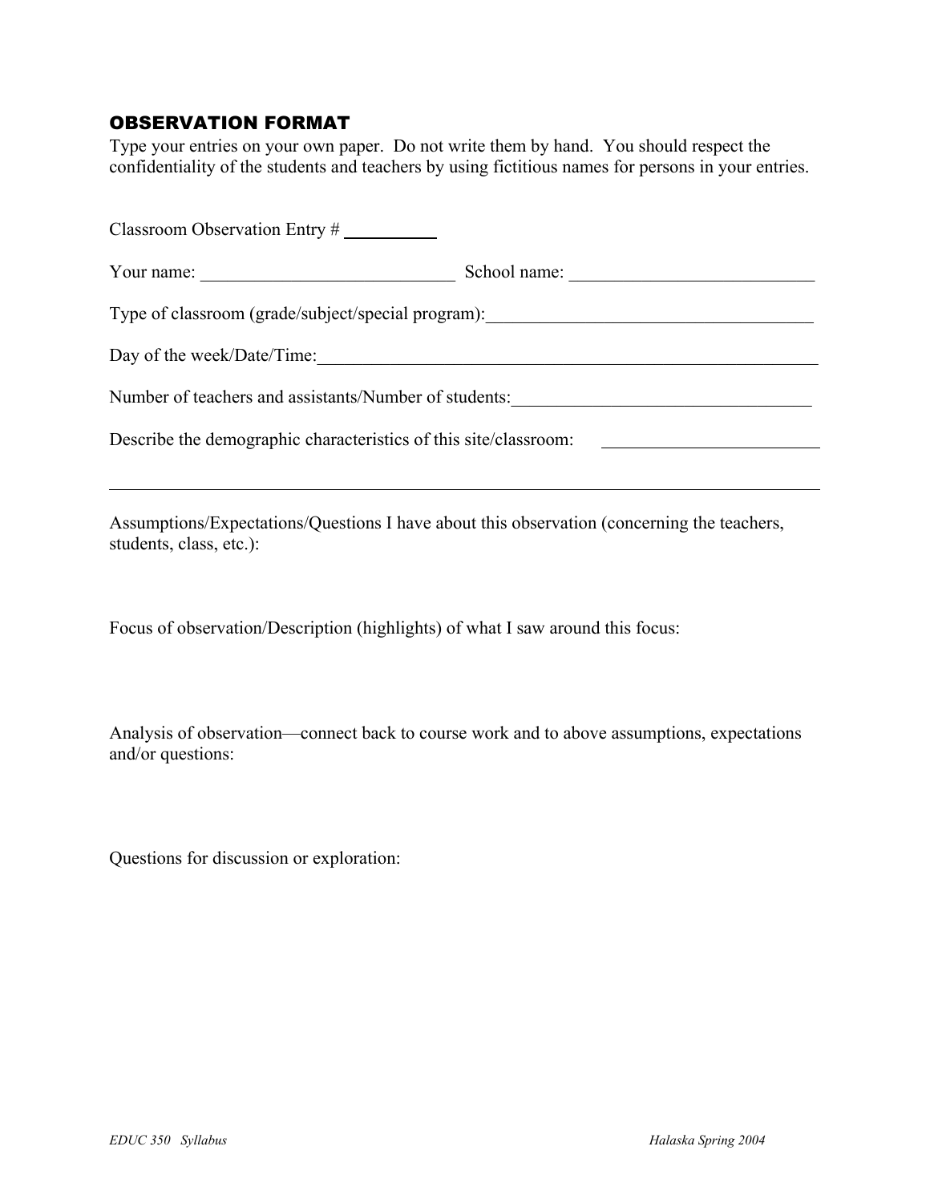## OBSERVATION FORMAT

Type your entries on your own paper. Do not write them by hand. You should respect the confidentiality of the students and teachers by using fictitious names for persons in your entries.

Classroom Observation Entry # __________

Your name: ____________________________ School name: ___________________________

Type of classroom (grade/subject/special program):_____________________________________

Day of the week/Date/Time:_________________________________________________________

Number of teachers and assistants/Number of students:_________________________________

Describe the demographic characteristics of this site/classroom: ________________________

_______________________________________________________________________________

Assumptions/Expectations/Questions I have about this observation (concerning the teachers, students, class, etc.):

Focus of observation/Description (highlights) of what I saw around this focus:

Analysis of observation—connect back to course work and to above assumptions, expectations and/or questions:

Questions for discussion or exploration: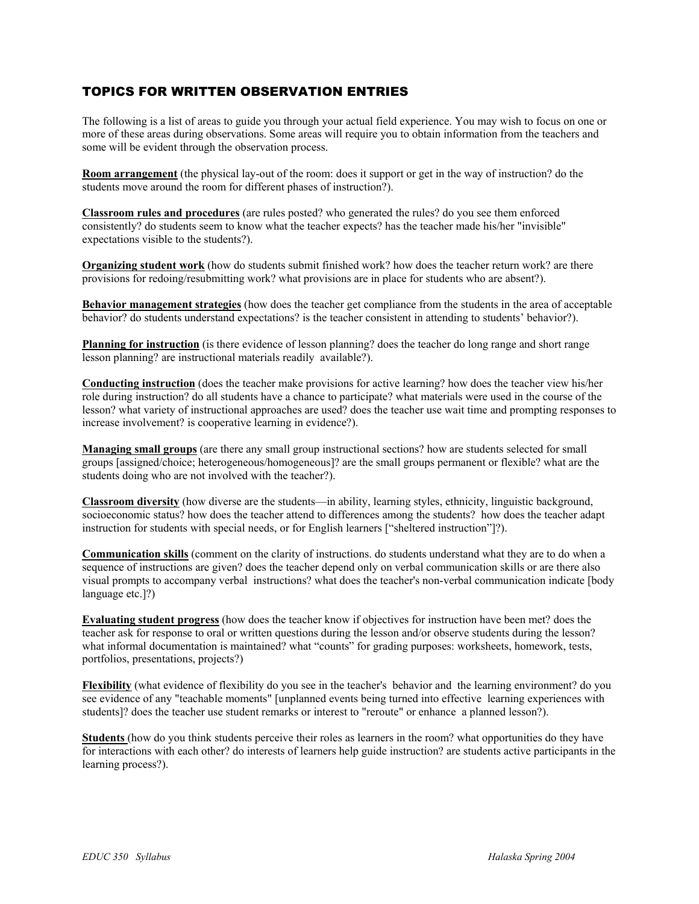## TOPICS FOR WRITTEN OBSERVATION ENTRIES

The following is a list of areas to guide you through your actual field experience. You may wish to focus on one or more of these areas during observations. Some areas will require you to obtain information from the teachers and some will be evident through the observation process.

**Room arrangement** (the physical lay-out of the room: does it support or get in the way of instruction? do the students move around the room for different phases of instruction?).

**Classroom rules and procedures** (are rules posted? who generated the rules? do you see them enforced consistently? do students seem to know what the teacher expects? has the teacher made his/her "invisible" expectations visible to the students?).

**Organizing student work** (how do students submit finished work? how does the teacher return work? are there provisions for redoing/resubmitting work? what provisions are in place for students who are absent?).

**Behavior management strategies** (how does the teacher get compliance from the students in the area of acceptable behavior? do students understand expectations? is the teacher consistent in attending to students' behavior?).

**Planning for instruction** (is there evidence of lesson planning? does the teacher do long range and short range lesson planning? are instructional materials readily available?).

**Conducting instruction** (does the teacher make provisions for active learning? how does the teacher view his/her role during instruction? do all students have a chance to participate? what materials were used in the course of the lesson? what variety of instructional approaches are used? does the teacher use wait time and prompting responses to increase involvement? is cooperative learning in evidence?).

**Managing small groups** (are there any small group instructional sections? how are students selected for small groups [assigned/choice; heterogeneous/homogeneous]? are the small groups permanent or flexible? what are the students doing who are not involved with the teacher?).

**Classroom diversity** (how diverse are the students—in ability, learning styles, ethnicity, linguistic background, socioeconomic status? how does the teacher attend to differences among the students? how does the teacher adapt instruction for students with special needs, or for English learners ["sheltered instruction"]?).

**Communication skills** (comment on the clarity of instructions. do students understand what they are to do when a sequence of instructions are given? does the teacher depend only on verbal communication skills or are there also visual prompts to accompany verbal instructions? what does the teacher's non-verbal communication indicate [body language etc.]?)

**Evaluating student progress** (how does the teacher know if objectives for instruction have been met? does the teacher ask for response to oral or written questions during the lesson and/or observe students during the lesson? what informal documentation is maintained? what "counts" for grading purposes: worksheets, homework, tests, portfolios, presentations, projects?)

**Flexibility** (what evidence of flexibility do you see in the teacher's behavior and the learning environment? do you see evidence of any "teachable moments" [unplanned events being turned into effective learning experiences with students]? does the teacher use student remarks or interest to "reroute" or enhance a planned lesson?).

**Students** (how do you think students perceive their roles as learners in the room? what opportunities do they have for interactions with each other? do interests of learners help guide instruction? are students active participants in the learning process?).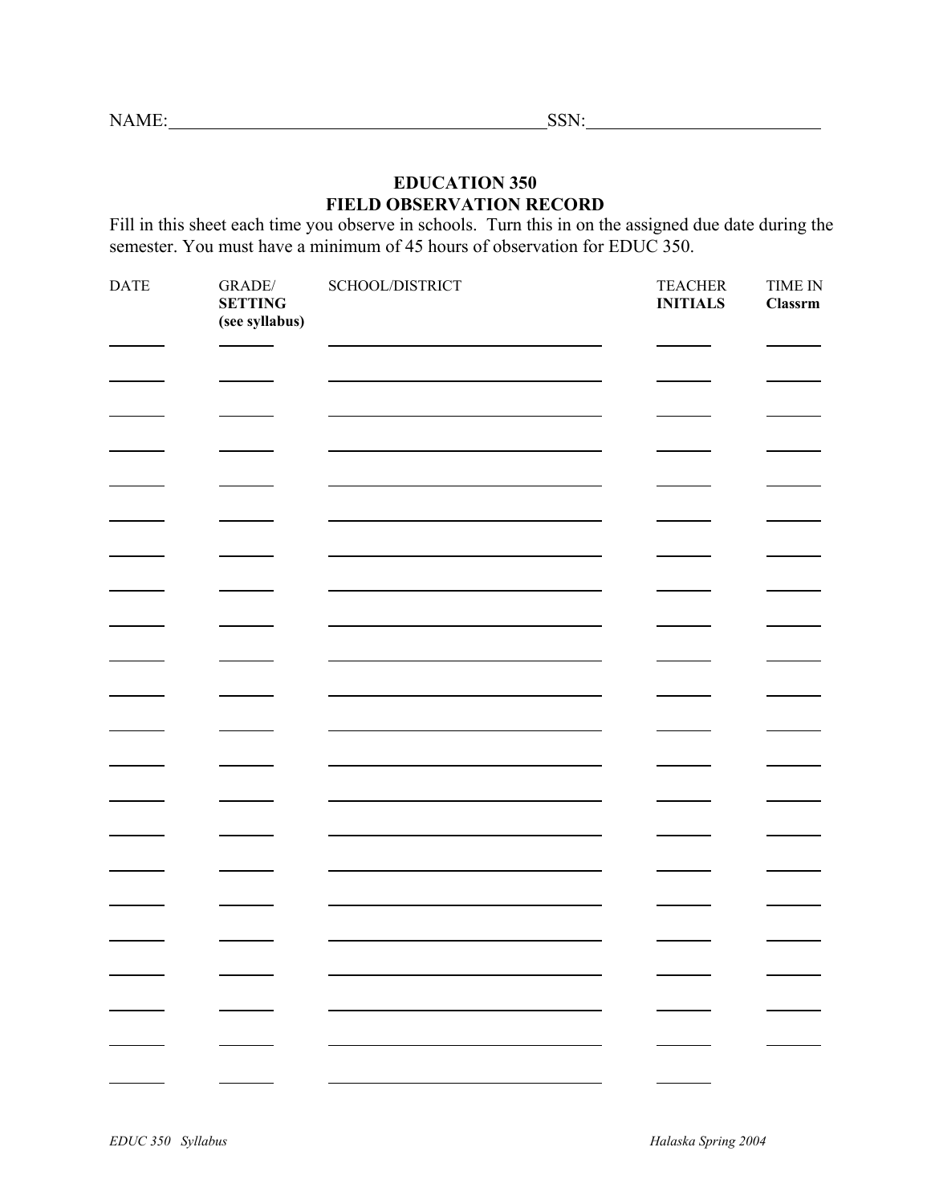NAME:\_\_\_\_\_\_\_\_\_\_\_\_\_\_\_\_\_\_\_\_\_\_\_\_\_\_\_\_\_\_\_\_\_\_\_\_\_\_\_\_\_\_SSN:\_\_\_\_\_\_\_\_\_\_\_\_\_\_\_\_\_\_\_\_\_\_\_\_\_\_

## EDUCATION 350
## FIELD OBSERVATION RECORD

Fill in this sheet each time you observe in schools. Turn this in on the assigned due date during the semester. You must have a minimum of 45 hours of observation for EDUC 350.

| DATE | GRADE/ **SETTING (see syllabus)** | SCHOOL/DISTRICT | TEACHER **INITIALS** | TIME IN **Classrm** |
|---|---|---|---|---|
| | | | | |
| | | | | |
| | | | | |
| | | | | |
| | | | | |
| | | | | |
| | | | | |
| | | | | |
| | | | | |
| | | | | |
| | | | | |
| | | | | |
| | | | | |
| | | | | |
| | | | | |
| | | | | |
| | | | | |
| | | | | |
| | | | | |
| | | | | |
| | | | | |
| | | | | |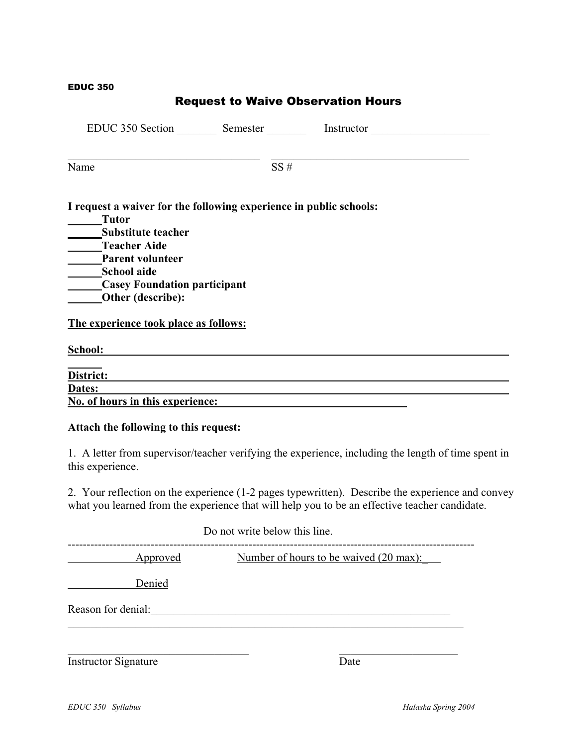**EDUC 350**

## Request to Waive Observation Hours

EDUC 350 Section _______ Semester _______ Instructor _____________________

___________________________________ ___________________________________
Name SS #

**I request a waiver for the following experience in public schools:**

**______Tutor**
**______Substitute teacher**
**______Teacher Aide**
**______Parent volunteer**
**______School aide**
**______Casey Foundation participant**
**______Other (describe):**

**The experience took place as follows:**

**School:** ___________________________________________________________________

**District:** __________________________________________________________________

**Dates:** ____________________________________________________________________

**No. of hours in this experience:** ___________________________________

**Attach the following to this request:**

1. A letter from supervisor/teacher verifying the experience, including the length of time spent in this experience.

2. Your reflection on the experience (1-2 pages typewritten). Describe the experience and convey what you learned from the experience that will help you to be an effective teacher candidate.

Do not write below this line.

---

____________ Approved Number of hours to be waived (20 max):___

____________ Denied

Reason for denial:_________________________________________________________

_______________________________________________________________________

_________________________________ ______________________
Instructor Signature Date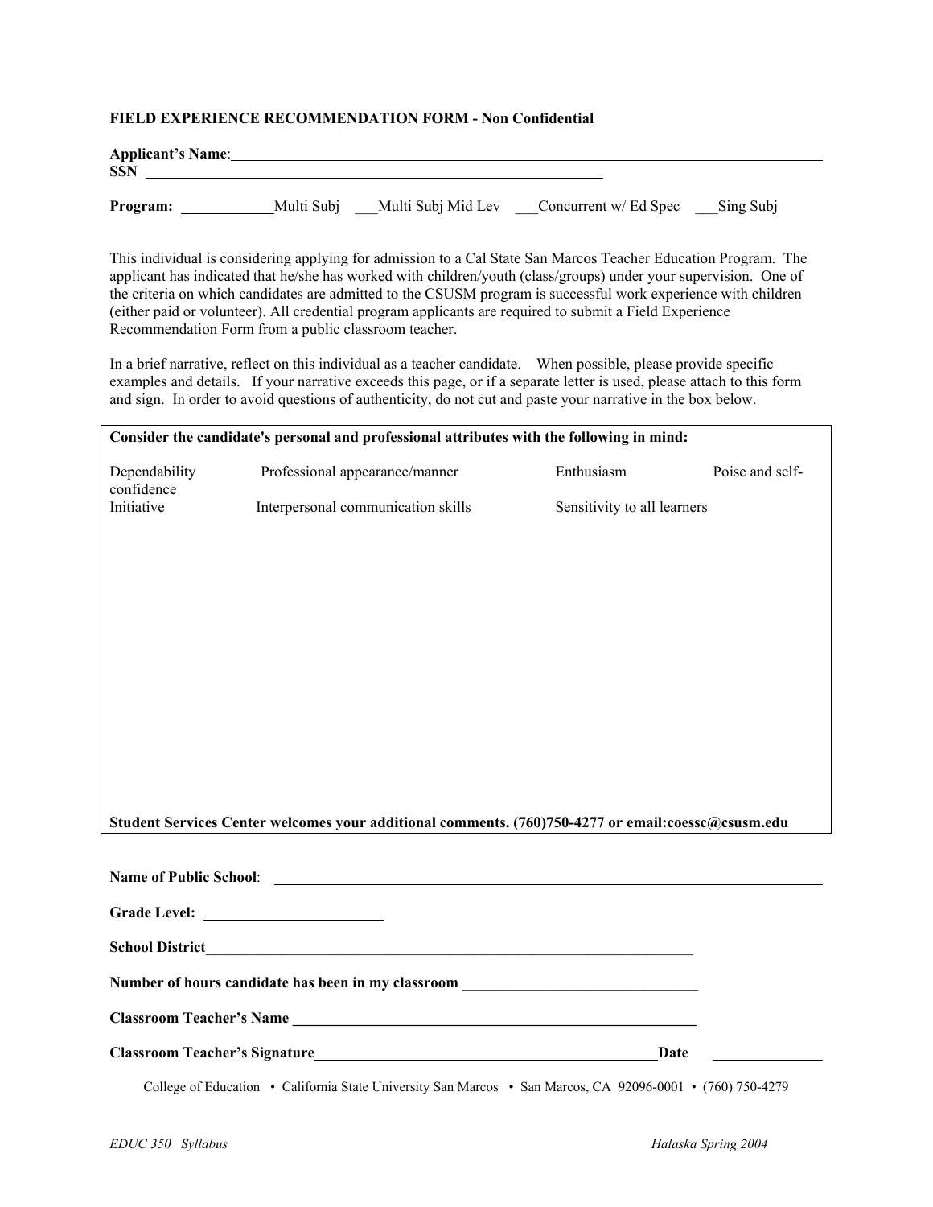**FIELD EXPERIENCE RECOMMENDATION FORM - Non Confidential**

**Applicant's Name**:______________________________________________________________

**SSN** ______________________________________________________

**Program:** ___________Multi Subj ___Multi Subj Mid Lev ___Concurrent w/ Ed Spec ___Sing Subj

This individual is considering applying for admission to a Cal State San Marcos Teacher Education Program. The applicant has indicated that he/she has worked with children/youth (class/groups) under your supervision. One of the criteria on which candidates are admitted to the CSUSM program is successful work experience with children (either paid or volunteer). All credential program applicants are required to submit a Field Experience Recommendation Form from a public classroom teacher.

In a brief narrative, reflect on this individual as a teacher candidate. When possible, please provide specific examples and details. If your narrative exceeds this page, or if a separate letter is used, please attach to this form and sign. In order to avoid questions of authenticity, do not cut and paste your narrative in the box below.

**Consider the candidate's personal and professional attributes with the following in mind:**

| | | | |
|---|---|---|---|
| Dependability | Professional appearance/manner | Enthusiasm | Poise and self-confidence |
| Initiative | Interpersonal communication skills | Sensitivity to all learners | |

**Student Services Center welcomes your additional comments. (760)750-4277 or email:coessc@csusm.edu**

**Name of Public School**: ______________________________________________________________

**Grade Level:** ____________________

**School District**______________________________________________________________

**Number of hours candidate has been in my classroom** ____________________________

**Classroom Teacher's Name** ____________________________________________________

**Classroom Teacher's Signature**_________________________________________**Date** ____________

College of Education • California State University San Marcos • San Marcos, CA 92096-0001 • (760) 750-4279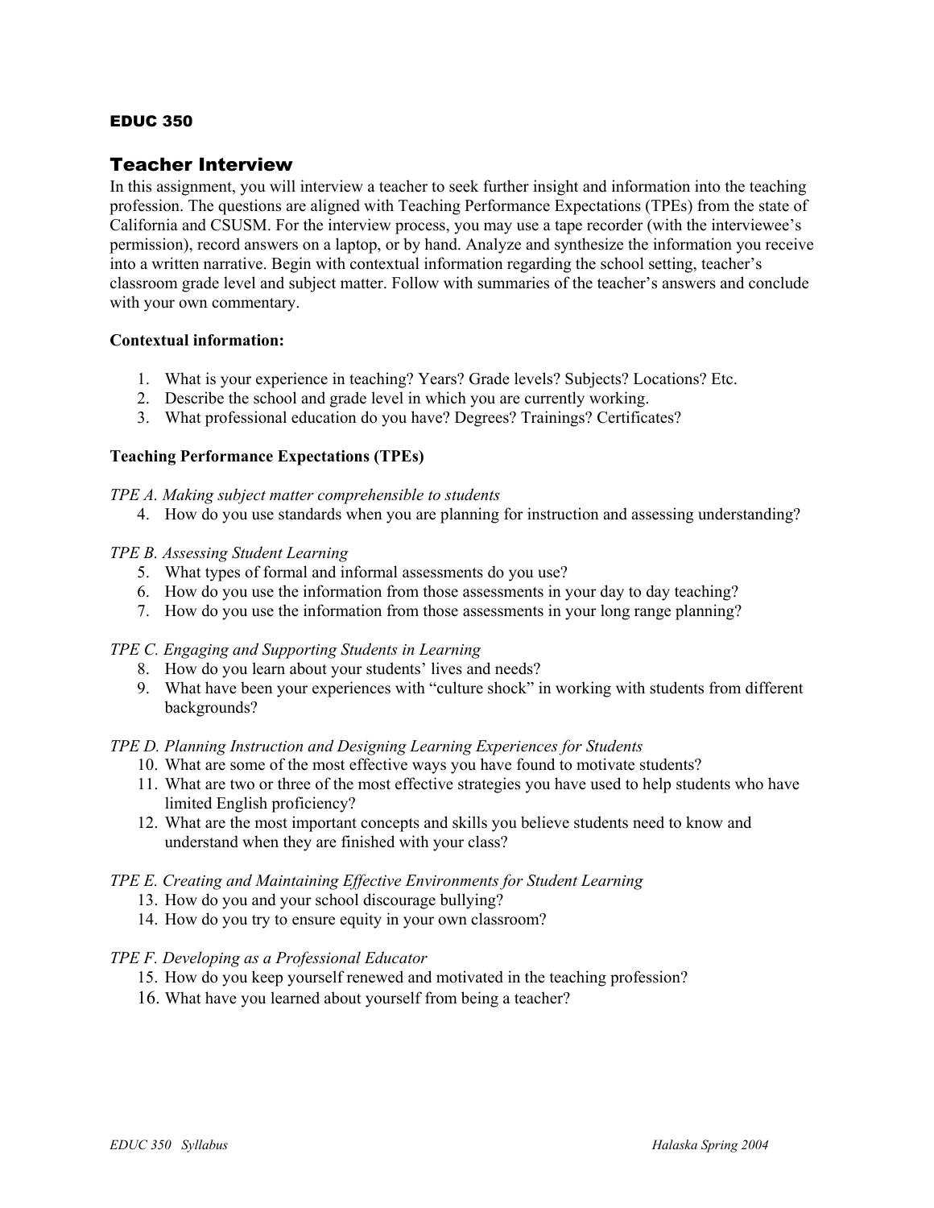**EDUC 350**

## Teacher Interview

In this assignment, you will interview a teacher to seek further insight and information into the teaching profession. The questions are aligned with Teaching Performance Expectations (TPEs) from the state of California and CSUSM. For the interview process, you may use a tape recorder (with the interviewee's permission), record answers on a laptop, or by hand. Analyze and synthesize the information you receive into a written narrative. Begin with contextual information regarding the school setting, teacher's classroom grade level and subject matter. Follow with summaries of the teacher's answers and conclude with your own commentary.

**Contextual information:**

1. What is your experience in teaching? Years? Grade levels? Subjects? Locations? Etc.
2. Describe the school and grade level in which you are currently working.
3. What professional education do you have? Degrees? Trainings? Certificates?

**Teaching Performance Expectations (TPEs)**

*TPE A. Making subject matter comprehensible to students*

4. How do you use standards when you are planning for instruction and assessing understanding?

*TPE B. Assessing Student Learning*

5. What types of formal and informal assessments do you use?
6. How do you use the information from those assessments in your day to day teaching?
7. How do you use the information from those assessments in your long range planning?

*TPE C. Engaging and Supporting Students in Learning*

8. How do you learn about your students' lives and needs?
9. What have been your experiences with "culture shock" in working with students from different backgrounds?

*TPE D. Planning Instruction and Designing Learning Experiences for Students*

10. What are some of the most effective ways you have found to motivate students?
11. What are two or three of the most effective strategies you have used to help students who have limited English proficiency?
12. What are the most important concepts and skills you believe students need to know and understand when they are finished with your class?

*TPE E. Creating and Maintaining Effective Environments for Student Learning*

13. How do you and your school discourage bullying?
14. How do you try to ensure equity in your own classroom?

*TPE F. Developing as a Professional Educator*

15. How do you keep yourself renewed and motivated in the teaching profession?
16. What have you learned about yourself from being a teacher?